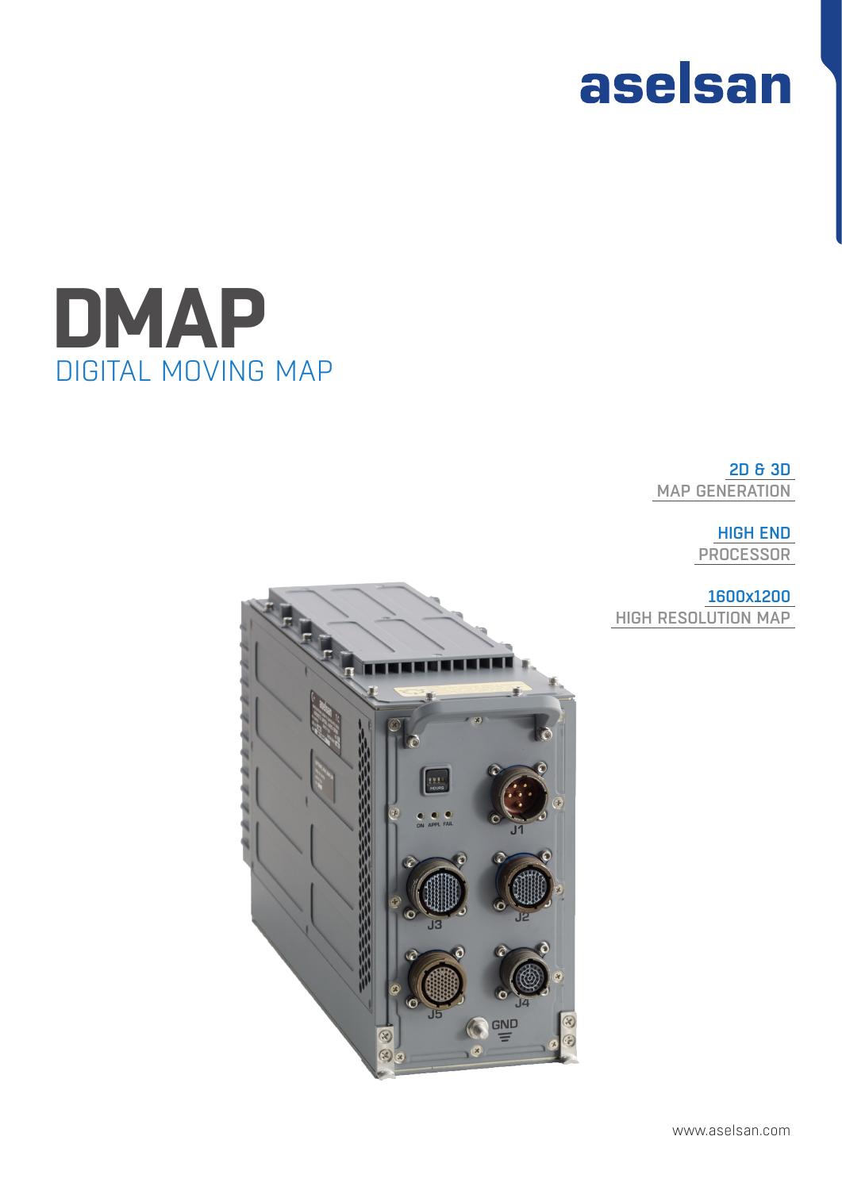aselsan

# DMAP

## DIGITAL MOVING MAP

**2D & 3D**
MAP GENERATION

**HIGH END**
PROCESSOR

**1600x1200**
HIGH RESOLUTION MAP

www.aselsan.com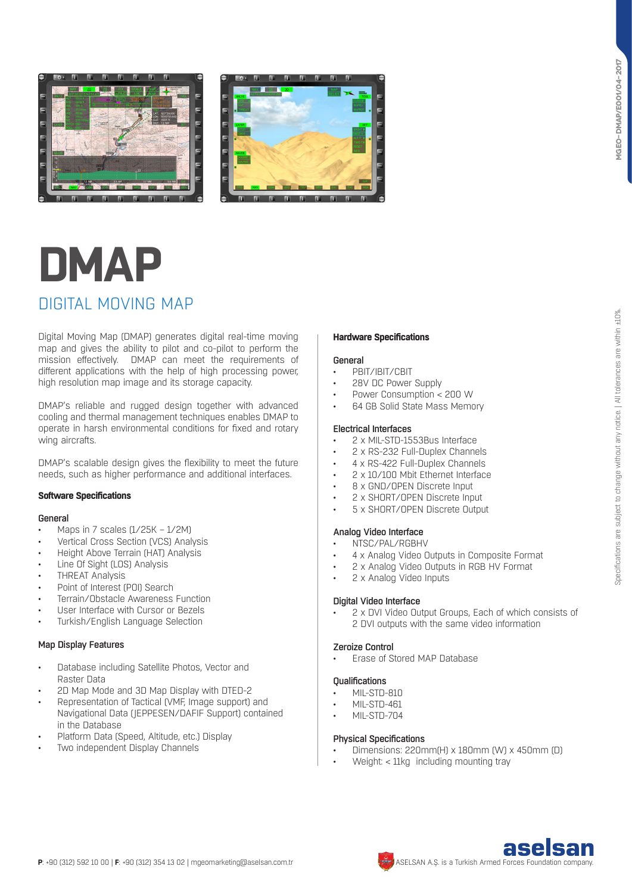# DMAP

## DIGITAL MOVING MAP

Digital Moving Map (DMAP) generates digital real-time moving map and gives the ability to pilot and co-pilot to perform the mission effectively. DMAP can meet the requirements of different applications with the help of high processing power, high resolution map image and its storage capacity.

DMAP's reliable and rugged design together with advanced cooling and thermal management techniques enables DMAP to operate in harsh environmental conditions for fixed and rotary wing aircrafts.

DMAP's scalable design gives the flexibility to meet the future needs, such as higher performance and additional interfaces.

### Software Specifications

#### General

- Maps in 7 scales (1/25K – 1/2M)
- Vertical Cross Section (VCS) Analysis
- Height Above Terrain (HAT) Analysis
- Line Of Sight (LOS) Analysis
- THREAT Analysis
- Point of Interest (POI) Search
- Terrain/Obstacle Awareness Function
- User Interface with Cursor or Bezels
- Turkish/English Language Selection

#### Map Display Features

- Database including Satellite Photos, Vector and Raster Data
- 2D Map Mode and 3D Map Display with DTED-2
- Representation of Tactical (VMF, Image support) and Navigational Data (JEPPESEN/DAFIF Support) contained in the Database
- Platform Data (Speed, Altitude, etc.) Display
- Two independent Display Channels

### Hardware Specifications

#### General

- PBIT/IBIT/CBIT
- 28V DC Power Supply
- Power Consumption < 200 W
- 64 GB Solid State Mass Memory

#### Electrical Interfaces

- 2 x MIL-STD-1553Bus Interface
- 2 x RS-232 Full-Duplex Channels
- 4 x RS-422 Full-Duplex Channels
- 2 x 10/100 Mbit Ethernet Interface
- 8 x GND/OPEN Discrete Input
- 2 x SHORT/OPEN Discrete Input
- 5 x SHORT/OPEN Discrete Output

#### Analog Video Interface

- NTSC/PAL/RGBHV
- 4 x Analog Video Outputs in Composite Format
- 2 x Analog Video Outputs in RGB HV Format
- 2 x Analog Video Inputs

#### Digital Video Interface

- 2 x DVI Video Output Groups, Each of which consists of 2 DVI outputs with the same video information

#### Zeroize Control

- Erase of Stored MAP Database

#### Qualifications

- MIL-STD-810
- MIL-STD-461
- MIL-STD-704

#### Physical Specifications

- Dimensions: 220mm(H) x 180mm (W) x 450mm (D)
- Weight: < 11kg including mounting tray

Specifications are subject to change without any notice. | All tolerances are within ±10%.

MGEO-DMAP/E001/04-2017

**P**: +90 (312) 592 10 00 | **F**: +90 (312) 354 13 02 | mgeomarketing@aselsan.com.tr

aselsan

ASELSAN A.Ş. is a Turkish Armed Forces Foundation company.